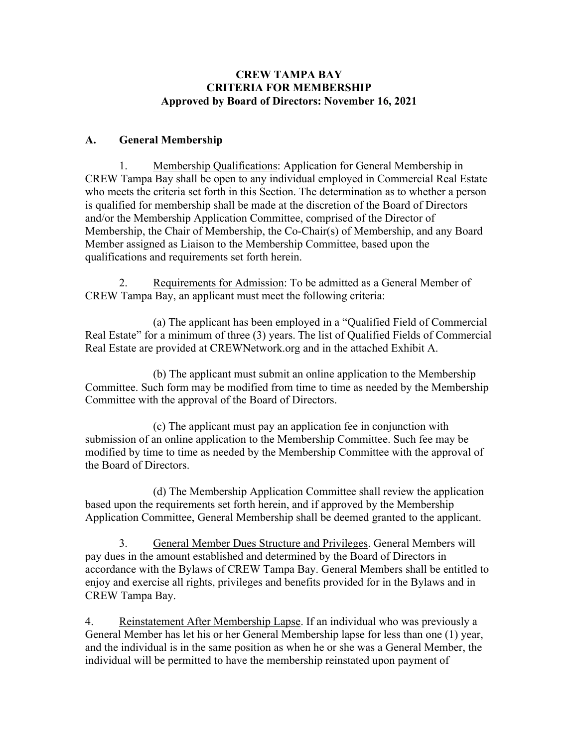# CREW TAMPA BAY
# CRITERIA FOR MEMBERSHIP
**Approved by Board of Directors: November 16, 2021**

## A. General Membership

1. Membership Qualifications: Application for General Membership in CREW Tampa Bay shall be open to any individual employed in Commercial Real Estate who meets the criteria set forth in this Section. The determination as to whether a person is qualified for membership shall be made at the discretion of the Board of Directors and/or the Membership Application Committee, comprised of the Director of Membership, the Chair of Membership, the Co-Chair(s) of Membership, and any Board Member assigned as Liaison to the Membership Committee, based upon the qualifications and requirements set forth herein.

2. Requirements for Admission: To be admitted as a General Member of CREW Tampa Bay, an applicant must meet the following criteria:

   (a) The applicant has been employed in a "Qualified Field of Commercial Real Estate" for a minimum of three (3) years. The list of Qualified Fields of Commercial Real Estate are provided at CREWNetwork.org and in the attached Exhibit A.

   (b) The applicant must submit an online application to the Membership Committee. Such form may be modified from time to time as needed by the Membership Committee with the approval of the Board of Directors.

   (c) The applicant must pay an application fee in conjunction with submission of an online application to the Membership Committee. Such fee may be modified by time to time as needed by the Membership Committee with the approval of the Board of Directors.

   (d) The Membership Application Committee shall review the application based upon the requirements set forth herein, and if approved by the Membership Application Committee, General Membership shall be deemed granted to the applicant.

3. General Member Dues Structure and Privileges. General Members will pay dues in the amount established and determined by the Board of Directors in accordance with the Bylaws of CREW Tampa Bay. General Members shall be entitled to enjoy and exercise all rights, privileges and benefits provided for in the Bylaws and in CREW Tampa Bay.

4. Reinstatement After Membership Lapse. If an individual who was previously a General Member has let his or her General Membership lapse for less than one (1) year, and the individual is in the same position as when he or she was a General Member, the individual will be permitted to have the membership reinstated upon payment of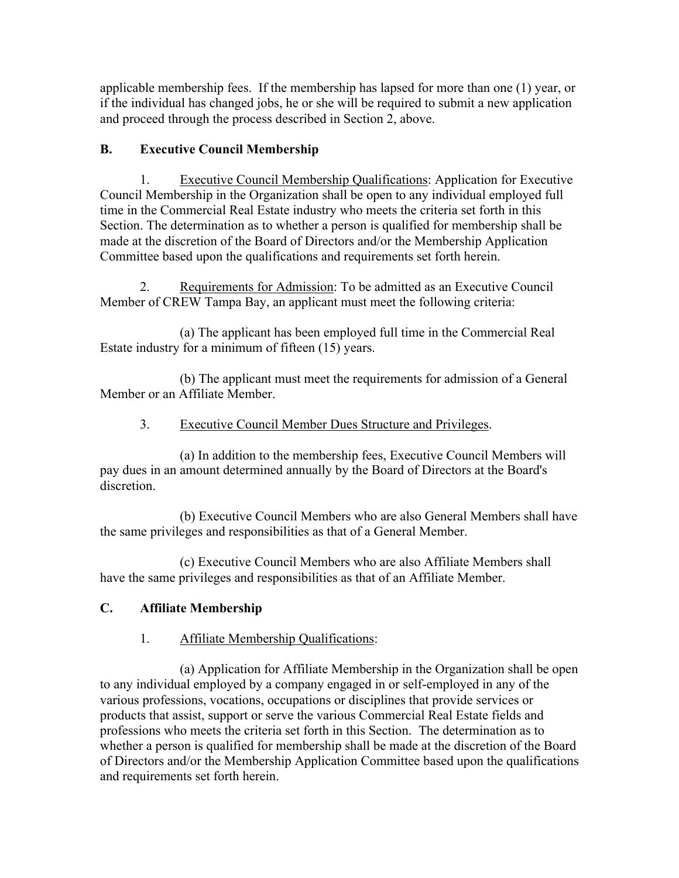applicable membership fees. If the membership has lapsed for more than one (1) year, or if the individual has changed jobs, he or she will be required to submit a new application and proceed through the process described in Section 2, above.

## B. Executive Council Membership

1. Executive Council Membership Qualifications: Application for Executive Council Membership in the Organization shall be open to any individual employed full time in the Commercial Real Estate industry who meets the criteria set forth in this Section. The determination as to whether a person is qualified for membership shall be made at the discretion of the Board of Directors and/or the Membership Application Committee based upon the qualifications and requirements set forth herein.

2. Requirements for Admission: To be admitted as an Executive Council Member of CREW Tampa Bay, an applicant must meet the following criteria:

   (a) The applicant has been employed full time in the Commercial Real Estate industry for a minimum of fifteen (15) years.

   (b) The applicant must meet the requirements for admission of a General Member or an Affiliate Member.

3. Executive Council Member Dues Structure and Privileges.

   (a) In addition to the membership fees, Executive Council Members will pay dues in an amount determined annually by the Board of Directors at the Board's discretion.

   (b) Executive Council Members who are also General Members shall have the same privileges and responsibilities as that of a General Member.

   (c) Executive Council Members who are also Affiliate Members shall have the same privileges and responsibilities as that of an Affiliate Member.

## C. Affiliate Membership

1. Affiliate Membership Qualifications:

   (a) Application for Affiliate Membership in the Organization shall be open to any individual employed by a company engaged in or self-employed in any of the various professions, vocations, occupations or disciplines that provide services or products that assist, support or serve the various Commercial Real Estate fields and professions who meets the criteria set forth in this Section. The determination as to whether a person is qualified for membership shall be made at the discretion of the Board of Directors and/or the Membership Application Committee based upon the qualifications and requirements set forth herein.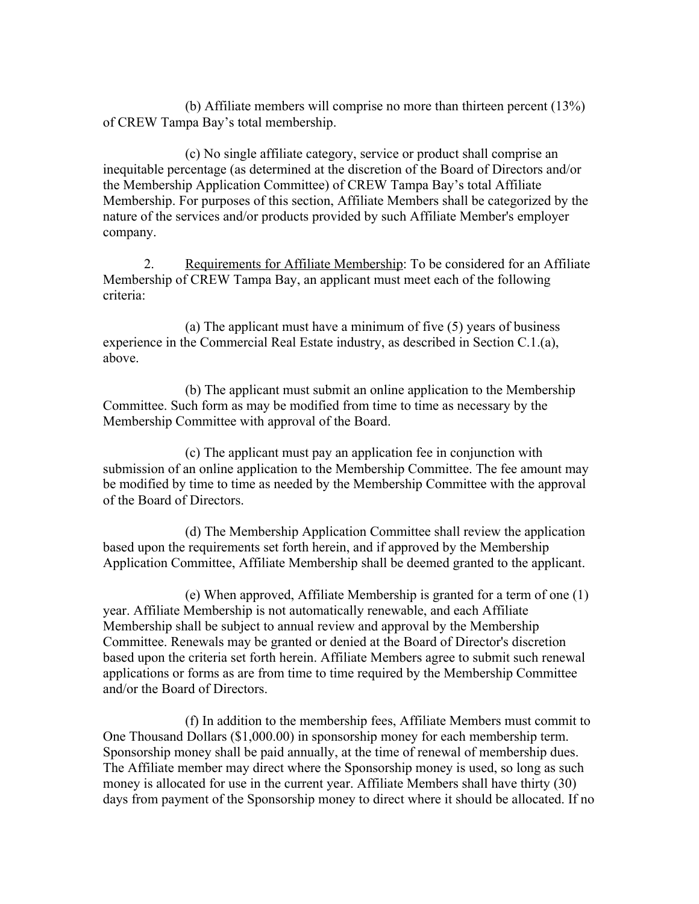(b) Affiliate members will comprise no more than thirteen percent (13%) of CREW Tampa Bay's total membership.

(c) No single affiliate category, service or product shall comprise an inequitable percentage (as determined at the discretion of the Board of Directors and/or the Membership Application Committee) of CREW Tampa Bay's total Affiliate Membership. For purposes of this section, Affiliate Members shall be categorized by the nature of the services and/or products provided by such Affiliate Member's employer company.

2. <u>Requirements for Affiliate Membership</u>: To be considered for an Affiliate Membership of CREW Tampa Bay, an applicant must meet each of the following criteria:

(a) The applicant must have a minimum of five (5) years of business experience in the Commercial Real Estate industry, as described in Section C.1.(a), above.

(b) The applicant must submit an online application to the Membership Committee. Such form as may be modified from time to time as necessary by the Membership Committee with approval of the Board.

(c) The applicant must pay an application fee in conjunction with submission of an online application to the Membership Committee. The fee amount may be modified by time to time as needed by the Membership Committee with the approval of the Board of Directors.

(d) The Membership Application Committee shall review the application based upon the requirements set forth herein, and if approved by the Membership Application Committee, Affiliate Membership shall be deemed granted to the applicant.

(e) When approved, Affiliate Membership is granted for a term of one (1) year. Affiliate Membership is not automatically renewable, and each Affiliate Membership shall be subject to annual review and approval by the Membership Committee. Renewals may be granted or denied at the Board of Director's discretion based upon the criteria set forth herein. Affiliate Members agree to submit such renewal applications or forms as are from time to time required by the Membership Committee and/or the Board of Directors.

(f) In addition to the membership fees, Affiliate Members must commit to One Thousand Dollars ($1,000.00) in sponsorship money for each membership term. Sponsorship money shall be paid annually, at the time of renewal of membership dues. The Affiliate member may direct where the Sponsorship money is used, so long as such money is allocated for use in the current year. Affiliate Members shall have thirty (30) days from payment of the Sponsorship money to direct where it should be allocated. If no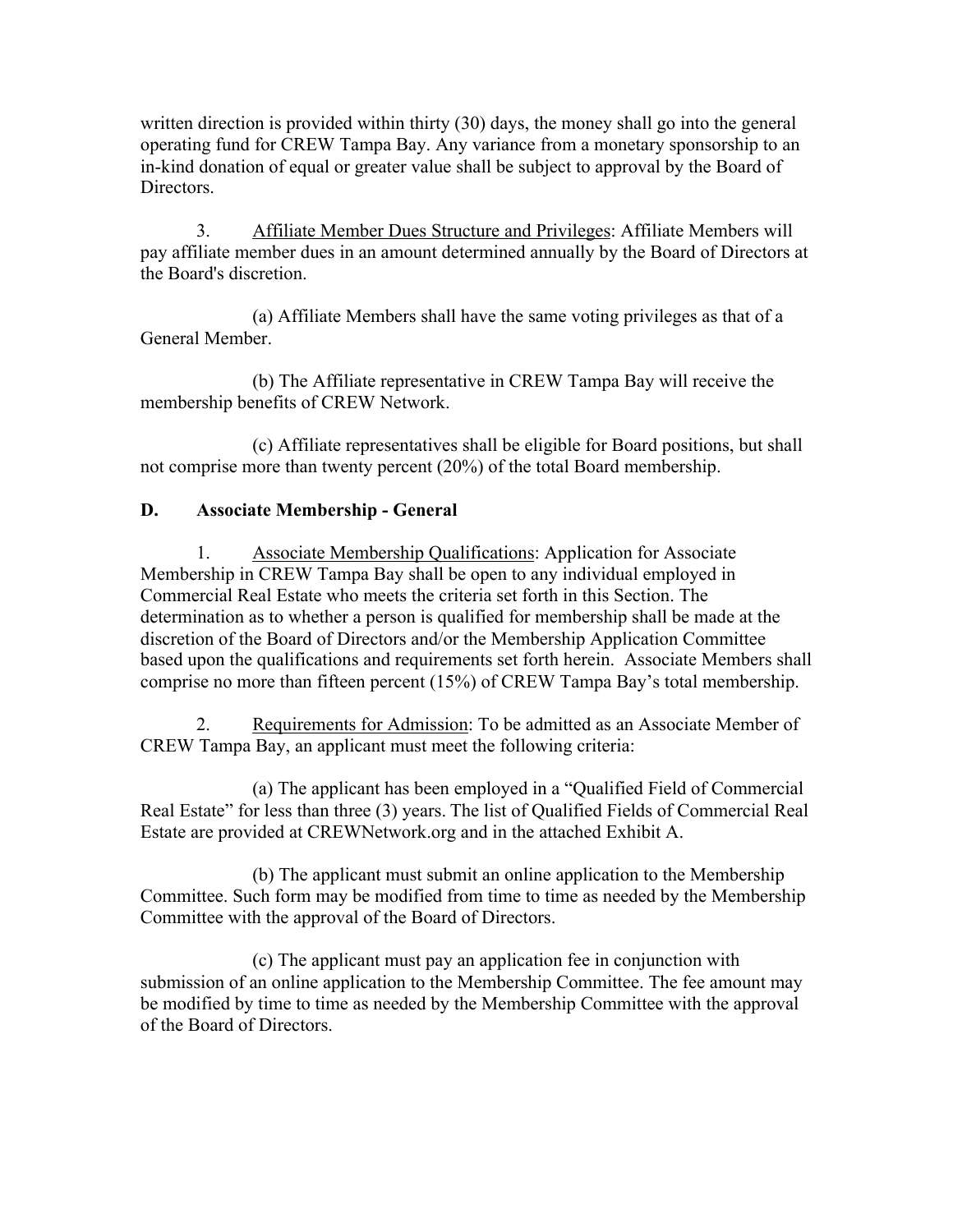written direction is provided within thirty (30) days, the money shall go into the general operating fund for CREW Tampa Bay. Any variance from a monetary sponsorship to an in-kind donation of equal or greater value shall be subject to approval by the Board of Directors.

3. <u>Affiliate Member Dues Structure and Privileges</u>: Affiliate Members will pay affiliate member dues in an amount determined annually by the Board of Directors at the Board's discretion.

(a) Affiliate Members shall have the same voting privileges as that of a General Member.

(b) The Affiliate representative in CREW Tampa Bay will receive the membership benefits of CREW Network.

(c) Affiliate representatives shall be eligible for Board positions, but shall not comprise more than twenty percent (20%) of the total Board membership.

### D. Associate Membership - General

1. <u>Associate Membership Qualifications</u>: Application for Associate Membership in CREW Tampa Bay shall be open to any individual employed in Commercial Real Estate who meets the criteria set forth in this Section. The determination as to whether a person is qualified for membership shall be made at the discretion of the Board of Directors and/or the Membership Application Committee based upon the qualifications and requirements set forth herein. Associate Members shall comprise no more than fifteen percent (15%) of CREW Tampa Bay's total membership.

2. <u>Requirements for Admission</u>: To be admitted as an Associate Member of CREW Tampa Bay, an applicant must meet the following criteria:

(a) The applicant has been employed in a "Qualified Field of Commercial Real Estate" for less than three (3) years. The list of Qualified Fields of Commercial Real Estate are provided at CREWNetwork.org and in the attached Exhibit A.

(b) The applicant must submit an online application to the Membership Committee. Such form may be modified from time to time as needed by the Membership Committee with the approval of the Board of Directors.

(c) The applicant must pay an application fee in conjunction with submission of an online application to the Membership Committee. The fee amount may be modified by time to time as needed by the Membership Committee with the approval of the Board of Directors.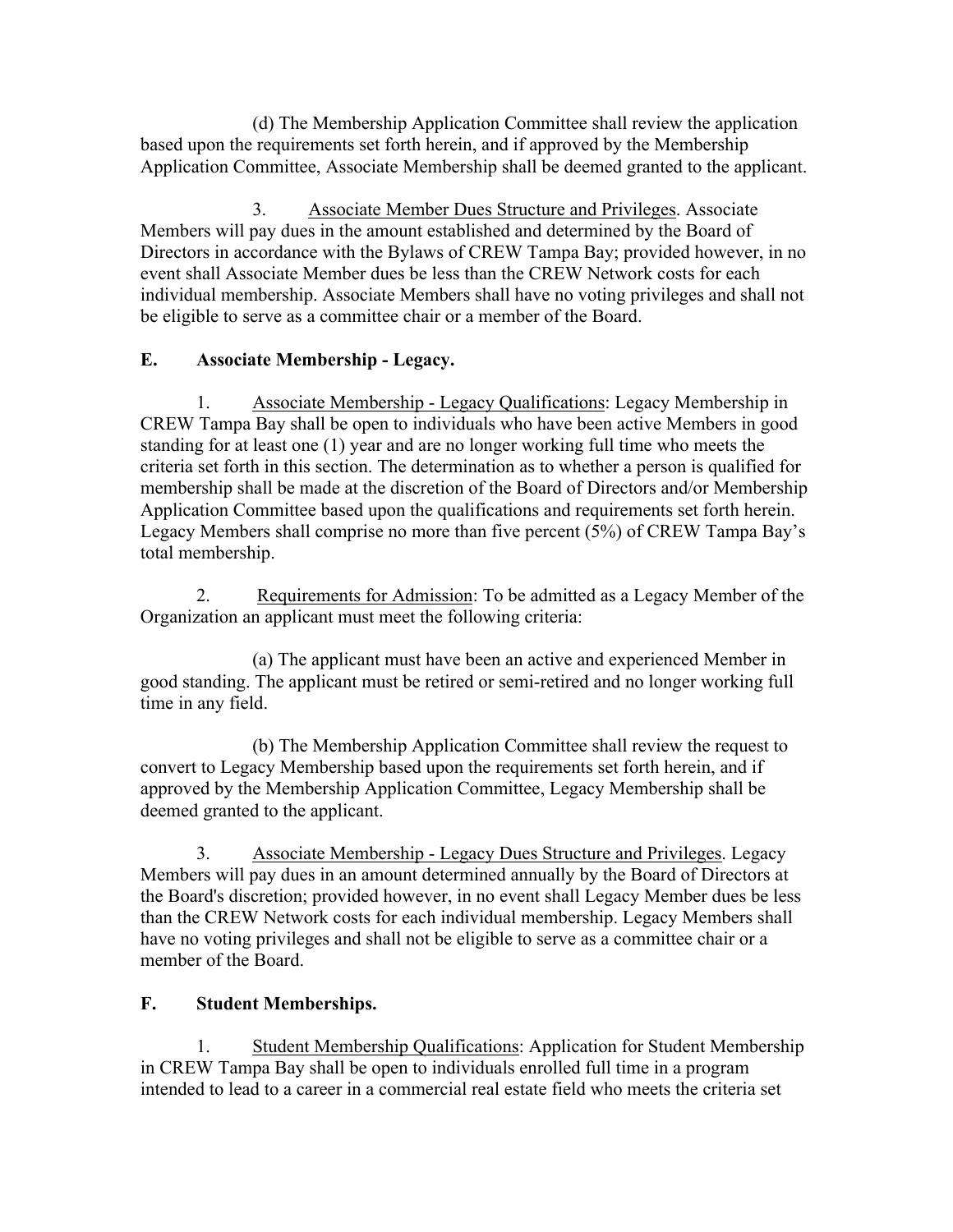(d) The Membership Application Committee shall review the application based upon the requirements set forth herein, and if approved by the Membership Application Committee, Associate Membership shall be deemed granted to the applicant.

3. <u>Associate Member Dues Structure and Privileges</u>. Associate Members will pay dues in the amount established and determined by the Board of Directors in accordance with the Bylaws of CREW Tampa Bay; provided however, in no event shall Associate Member dues be less than the CREW Network costs for each individual membership. Associate Members shall have no voting privileges and shall not be eligible to serve as a committee chair or a member of the Board.

**E. Associate Membership - Legacy.**

1. <u>Associate Membership - Legacy Qualifications</u>: Legacy Membership in CREW Tampa Bay shall be open to individuals who have been active Members in good standing for at least one (1) year and are no longer working full time who meets the criteria set forth in this section. The determination as to whether a person is qualified for membership shall be made at the discretion of the Board of Directors and/or Membership Application Committee based upon the qualifications and requirements set forth herein. Legacy Members shall comprise no more than five percent (5%) of CREW Tampa Bay's total membership.

2. <u>Requirements for Admission</u>: To be admitted as a Legacy Member of the Organization an applicant must meet the following criteria:

(a) The applicant must have been an active and experienced Member in good standing. The applicant must be retired or semi-retired and no longer working full time in any field.

(b) The Membership Application Committee shall review the request to convert to Legacy Membership based upon the requirements set forth herein, and if approved by the Membership Application Committee, Legacy Membership shall be deemed granted to the applicant.

3. <u>Associate Membership - Legacy Dues Structure and Privileges</u>. Legacy Members will pay dues in an amount determined annually by the Board of Directors at the Board's discretion; provided however, in no event shall Legacy Member dues be less than the CREW Network costs for each individual membership. Legacy Members shall have no voting privileges and shall not be eligible to serve as a committee chair or a member of the Board.

**F. Student Memberships.**

1. <u>Student Membership Qualifications</u>: Application for Student Membership in CREW Tampa Bay shall be open to individuals enrolled full time in a program intended to lead to a career in a commercial real estate field who meets the criteria set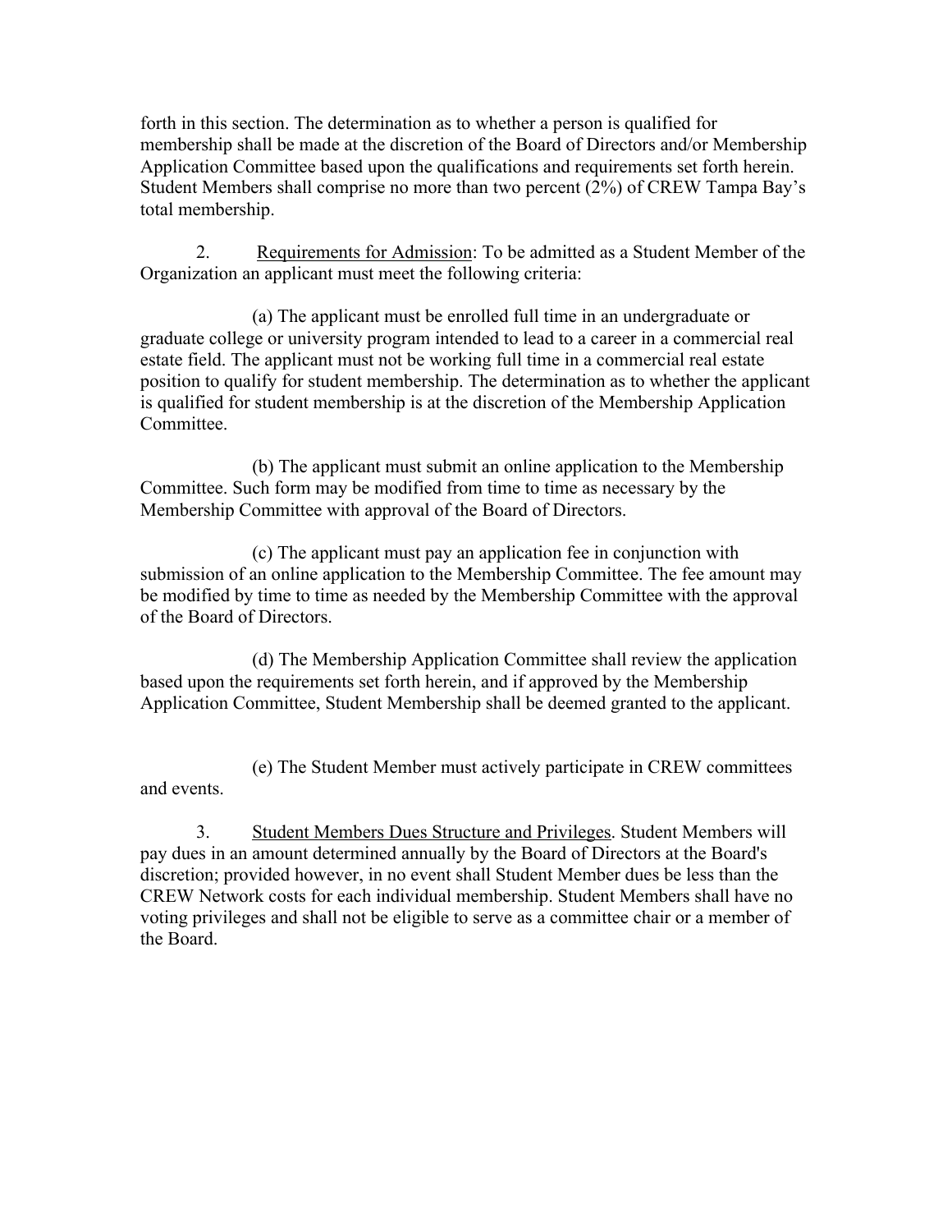forth in this section. The determination as to whether a person is qualified for membership shall be made at the discretion of the Board of Directors and/or Membership Application Committee based upon the qualifications and requirements set forth herein. Student Members shall comprise no more than two percent (2%) of CREW Tampa Bay's total membership.

2. Requirements for Admission: To be admitted as a Student Member of the Organization an applicant must meet the following criteria:

(a) The applicant must be enrolled full time in an undergraduate or graduate college or university program intended to lead to a career in a commercial real estate field. The applicant must not be working full time in a commercial real estate position to qualify for student membership. The determination as to whether the applicant is qualified for student membership is at the discretion of the Membership Application Committee.

(b) The applicant must submit an online application to the Membership Committee. Such form may be modified from time to time as necessary by the Membership Committee with approval of the Board of Directors.

(c) The applicant must pay an application fee in conjunction with submission of an online application to the Membership Committee. The fee amount may be modified by time to time as needed by the Membership Committee with the approval of the Board of Directors.

(d) The Membership Application Committee shall review the application based upon the requirements set forth herein, and if approved by the Membership Application Committee, Student Membership shall be deemed granted to the applicant.

(e) The Student Member must actively participate in CREW committees and events.

3. Student Members Dues Structure and Privileges. Student Members will pay dues in an amount determined annually by the Board of Directors at the Board's discretion; provided however, in no event shall Student Member dues be less than the CREW Network costs for each individual membership. Student Members shall have no voting privileges and shall not be eligible to serve as a committee chair or a member of the Board.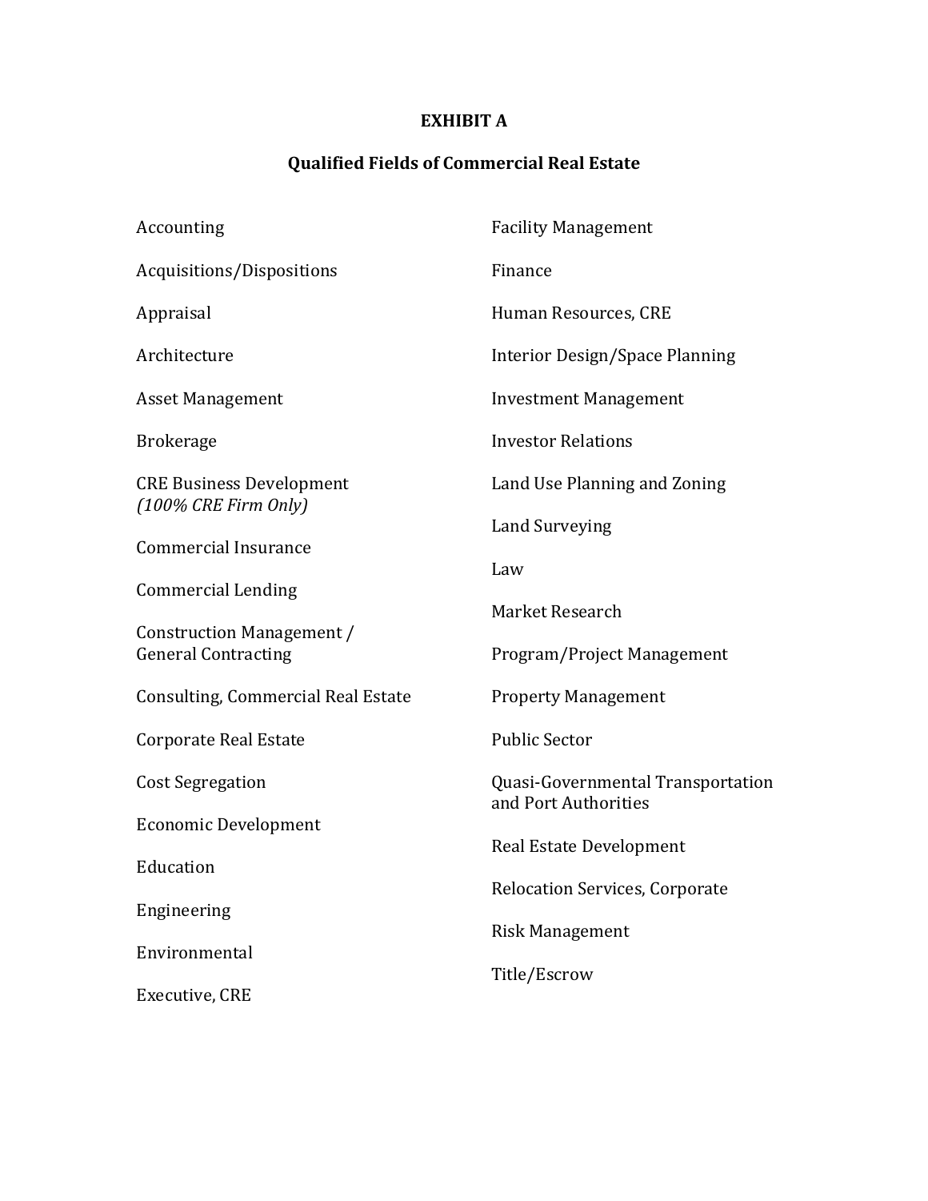# EXHIBIT A

## Qualified Fields of Commercial Real Estate

Accounting

Acquisitions/Dispositions

Appraisal

Architecture

Asset Management

Brokerage

CRE Business Development
*(100% CRE Firm Only)*

Commercial Insurance

Commercial Lending

Construction Management /
General Contracting

Consulting, Commercial Real Estate

Corporate Real Estate

Cost Segregation

Economic Development

Education

Engineering

Environmental

Executive, CRE

Facility Management

Finance

Human Resources, CRE

Interior Design/Space Planning

Investment Management

Investor Relations

Land Use Planning and Zoning

Land Surveying

Law

Market Research

Program/Project Management

Property Management

Public Sector

Quasi-Governmental Transportation
and Port Authorities

Real Estate Development

Relocation Services, Corporate

Risk Management

Title/Escrow